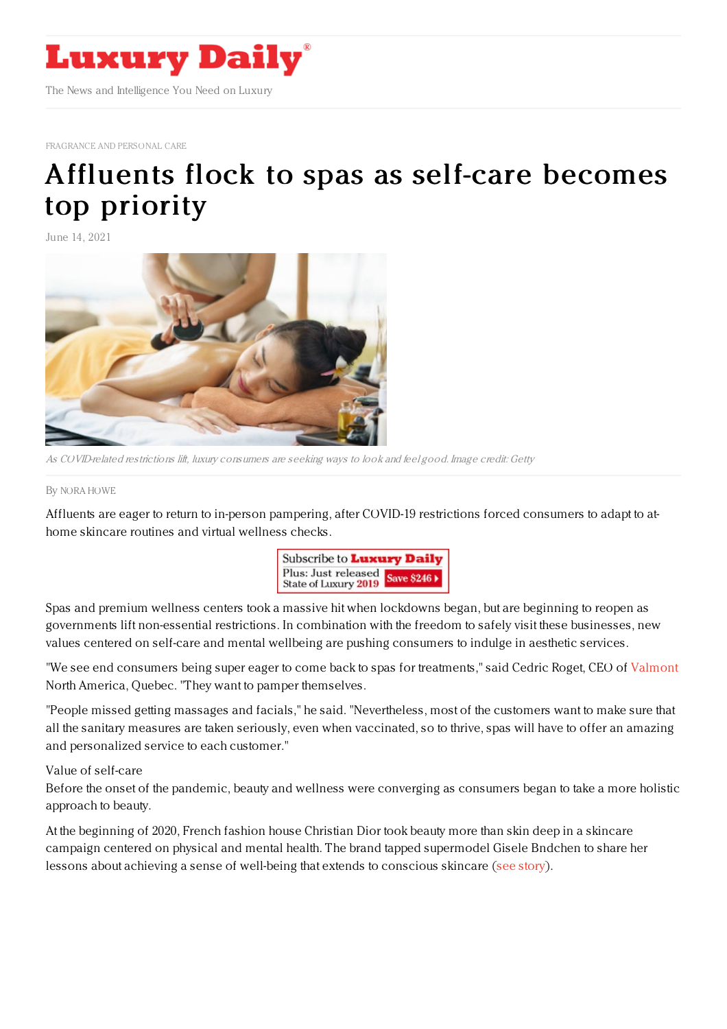# Luxury Daily

The News and Intelligence You Need on Luxury

FRAGRANCE AND PERSONAL CARE

# Affluents flock to spas as self-care becomes top priority

June 14, 2021

*As COVID-related restrictions lift, luxury consumers are seeking ways to look and feel good. Image credit: Getty*

By NORA HOWE

Affluents are eager to return to in-person pampering, after COVID-19 restrictions forced consumers to adapt to at-home skincare routines and virtual wellness checks.

Subscribe to Luxury Daily
Plus: Just released State of Luxury 2019 Save $246

Spas and premium wellness centers took a massive hit when lockdowns began, but are beginning to reopen as governments lift non-essential restrictions. In combination with the freedom to safely visit these businesses, new values centered on self-care and mental wellbeing are pushing consumers to indulge in aesthetic services.

"We see end consumers being super eager to come back to spas for treatments," said Cedric Roget, CEO of Valmont North America, Quebec. "They want to pamper themselves.

"People missed getting massages and facials," he said. "Nevertheless, most of the customers want to make sure that all the sanitary measures are taken seriously, even when vaccinated, so to thrive, spas will have to offer an amazing and personalized service to each customer."

## Value of self-care

Before the onset of the pandemic, beauty and wellness were converging as consumers began to take a more holistic approach to beauty.

At the beginning of 2020, French fashion house Christian Dior took beauty more than skin deep in a skincare campaign centered on physical and mental health. The brand tapped supermodel Gisele Bndchen to share her lessons about achieving a sense of well-being that extends to conscious skincare (see story).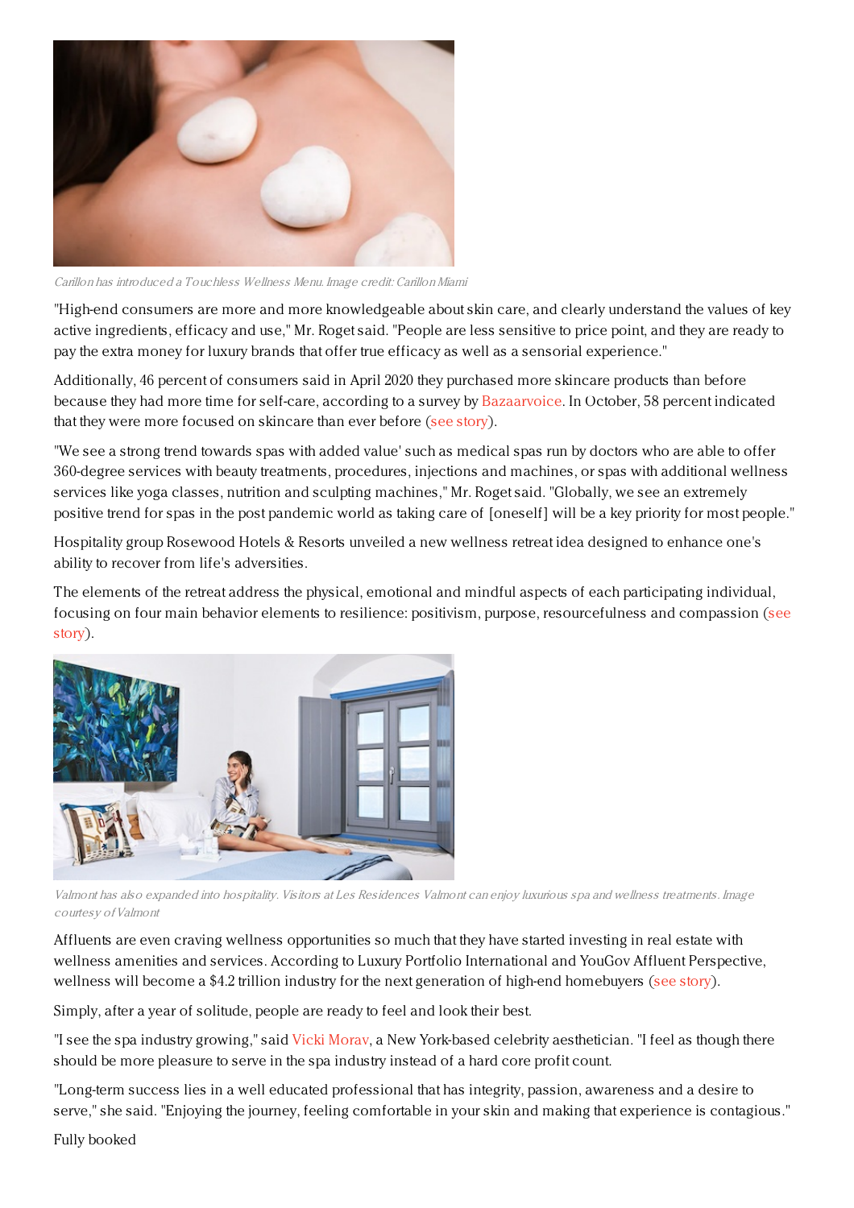Carillon has introduced a Touchless Wellness Menu. Image credit: Carillon Miami

"High-end consumers are more and more knowledgeable about skin care, and clearly understand the values of key active ingredients, efficacy and use," Mr. Roget said. "People are less sensitive to price point, and they are ready to pay the extra money for luxury brands that offer true efficacy as well as a sensorial experience."

Additionally, 46 percent of consumers said in April 2020 they purchased more skincare products than before because they had more time for self-care, according to a survey by Bazaarvoice. In October, 58 percent indicated that they were more focused on skincare than ever before (see story).

"We see a strong trend towards spas with added value' such as medical spas run by doctors who are able to offer 360-degree services with beauty treatments, procedures, injections and machines, or spas with additional wellness services like yoga classes, nutrition and sculpting machines," Mr. Roget said. "Globally, we see an extremely positive trend for spas in the post pandemic world as taking care of [oneself] will be a key priority for most people."

Hospitality group Rosewood Hotels & Resorts unveiled a new wellness retreat idea designed to enhance one's ability to recover from life's adversities.

The elements of the retreat address the physical, emotional and mindful aspects of each participating individual, focusing on four main behavior elements to resilience: positivism, purpose, resourcefulness and compassion (see story).

Valmont has also expanded into hospitality. Visitors at Les Residences Valmont can enjoy luxurious spa and wellness treatments. Image courtesy of Valmont

Affluents are even craving wellness opportunities so much that they have started investing in real estate with wellness amenities and services. According to Luxury Portfolio International and YouGov Affluent Perspective, wellness will become a $4.2 trillion industry for the next generation of high-end homebuyers (see story).

Simply, after a year of solitude, people are ready to feel and look their best.

"I see the spa industry growing," said Vicki Morav, a New York-based celebrity aesthetician. "I feel as though there should be more pleasure to serve in the spa industry instead of a hard core profit count.

"Long-term success lies in a well educated professional that has integrity, passion, awareness and a desire to serve," she said. "Enjoying the journey, feeling comfortable in your skin and making that experience is contagious."

Fully booked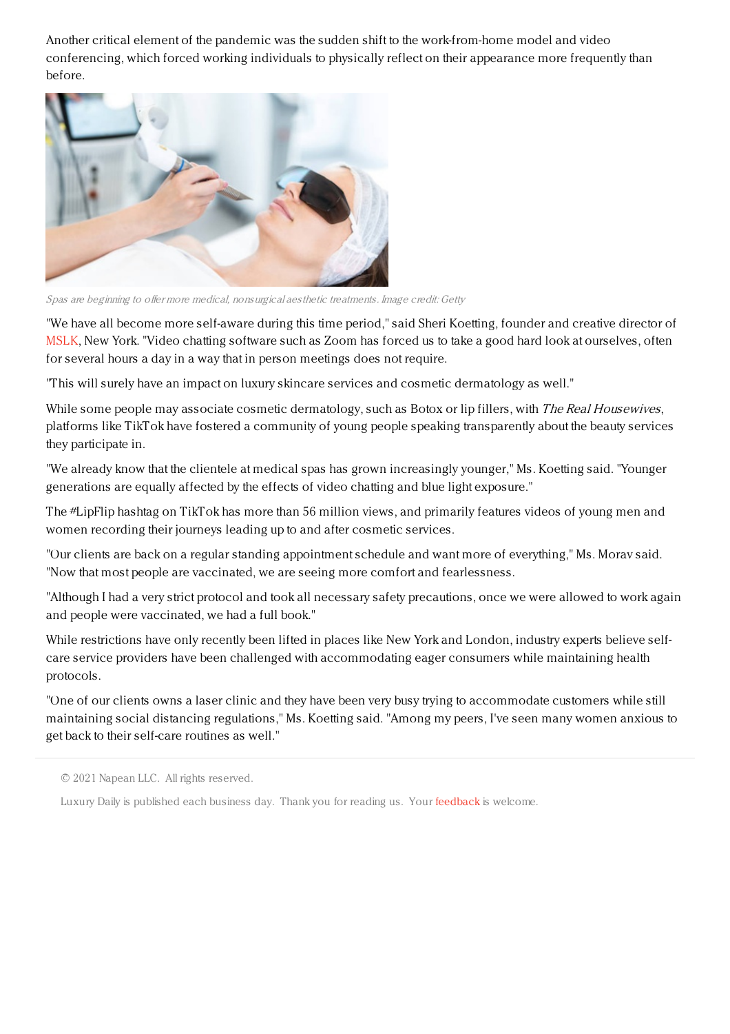Another critical element of the pandemic was the sudden shift to the work-from-home model and video conferencing, which forced working individuals to physically reflect on their appearance more frequently than before.

*Spas are beginning to offer more medical, nonsurgical aesthetic treatments. Image credit: Getty*

"We have all become more self-aware during this time period," said Sheri Koetting, founder and creative director of MSLK, New York. "Video chatting software such as Zoom has forced us to take a good hard look at ourselves, often for several hours a day in a way that in person meetings does not require.

"This will surely have an impact on luxury skincare services and cosmetic dermatology as well."

While some people may associate cosmetic dermatology, such as Botox or lip fillers, with *The Real Housewives*, platforms like TikTok have fostered a community of young people speaking transparently about the beauty services they participate in.

"We already know that the clientele at medical spas has grown increasingly younger," Ms. Koetting said. "Younger generations are equally affected by the effects of video chatting and blue light exposure."

The #LipFlip hashtag on TikTok has more than 56 million views, and primarily features videos of young men and women recording their journeys leading up to and after cosmetic services.

"Our clients are back on a regular standing appointment schedule and want more of everything," Ms. Morav said. "Now that most people are vaccinated, we are seeing more comfort and fearlessness.

"Although I had a very strict protocol and took all necessary safety precautions, once we were allowed to work again and people were vaccinated, we had a full book."

While restrictions have only recently been lifted in places like New York and London, industry experts believe self-care service providers have been challenged with accommodating eager consumers while maintaining health protocols.

"One of our clients owns a laser clinic and they have been very busy trying to accommodate customers while still maintaining social distancing regulations," Ms. Koetting said. "Among my peers, I've seen many women anxious to get back to their self-care routines as well."

© 2021 Napean LLC. All rights reserved.

Luxury Daily is published each business day. Thank you for reading us. Your feedback is welcome.